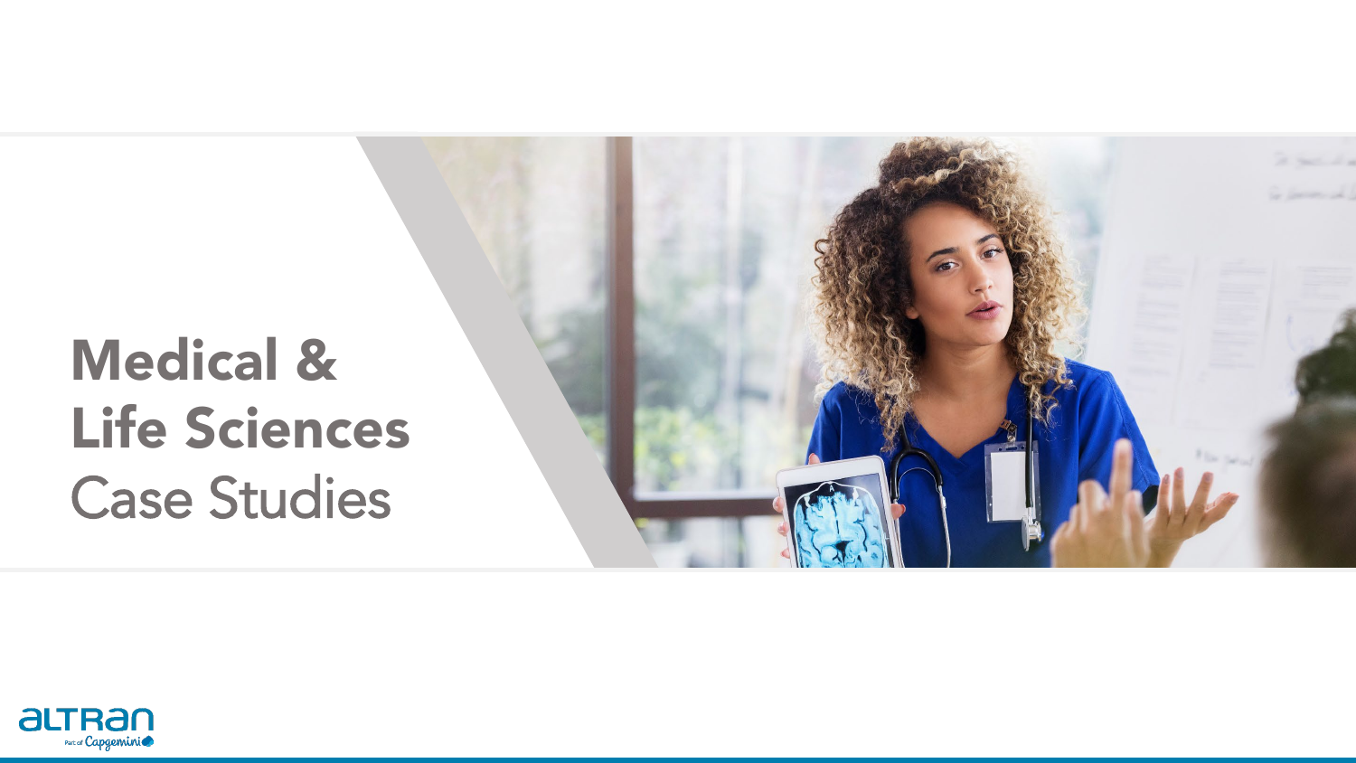# Medical & Life Sciences Case Studies

altran
Part of Capgemini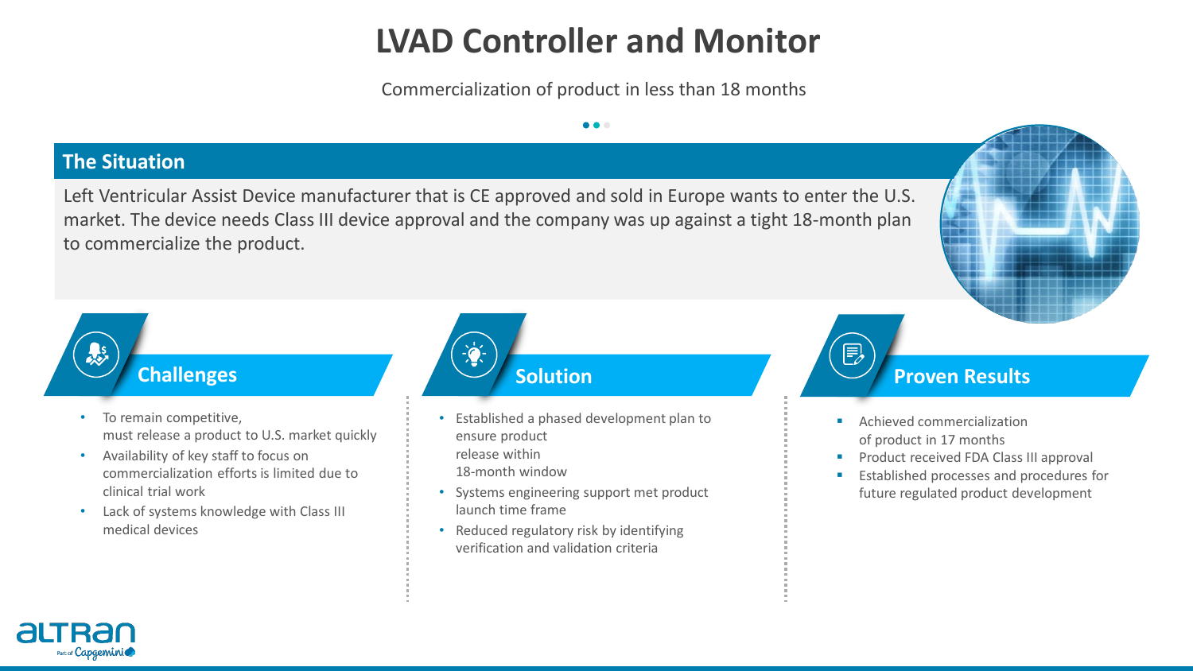# LVAD Controller and Monitor

Commercialization of product in less than 18 months

## The Situation

Left Ventricular Assist Device manufacturer that is CE approved and sold in Europe wants to enter the U.S. market. The device needs Class III device approval and the company was up against a tight 18-month plan to commercialize the product.

## Challenges

- To remain competitive, must release a product to U.S. market quickly
- Availability of key staff to focus on commercialization efforts is limited due to clinical trial work
- Lack of systems knowledge with Class III medical devices

## Solution

- Established a phased development plan to ensure product release within 18-month window
- Systems engineering support met product launch time frame
- Reduced regulatory risk by identifying verification and validation criteria

## Proven Results

- Achieved commercialization of product in 17 months
- Product received FDA Class III approval
- Established processes and procedures for future regulated product development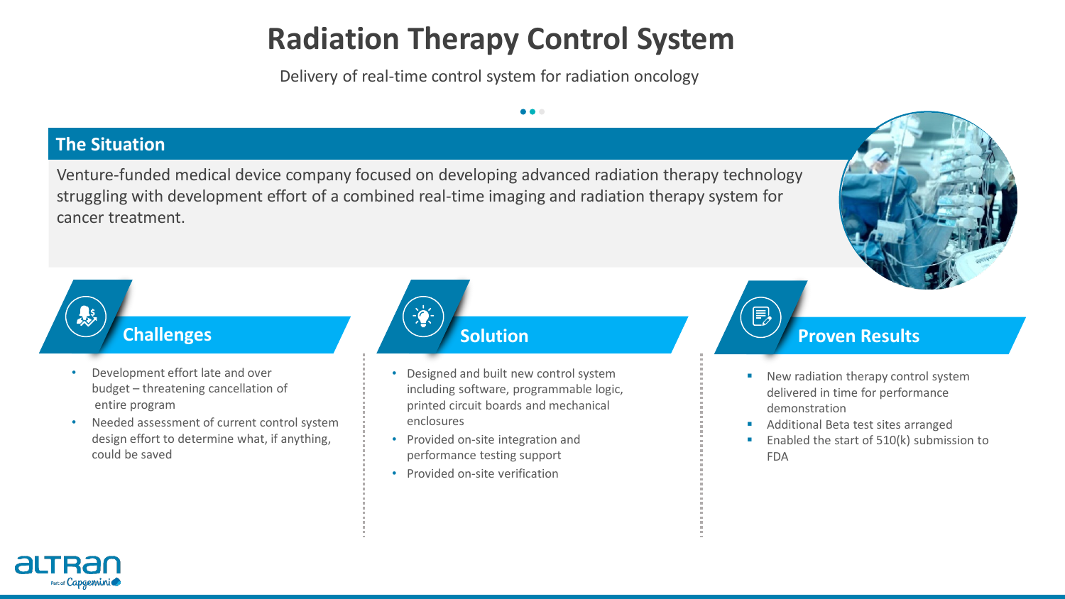# Radiation Therapy Control System

Delivery of real-time control system for radiation oncology

## The Situation

Venture-funded medical device company focused on developing advanced radiation therapy technology struggling with development effort of a combined real-time imaging and radiation therapy system for cancer treatment.

## Challenges

- Development effort late and over budget – threatening cancellation of entire program
- Needed assessment of current control system design effort to determine what, if anything, could be saved

## Solution

- Designed and built new control system including software, programmable logic, printed circuit boards and mechanical enclosures
- Provided on-site integration and performance testing support
- Provided on-site verification

## Proven Results

- New radiation therapy control system delivered in time for performance demonstration
- Additional Beta test sites arranged
- Enabled the start of 510(k) submission to FDA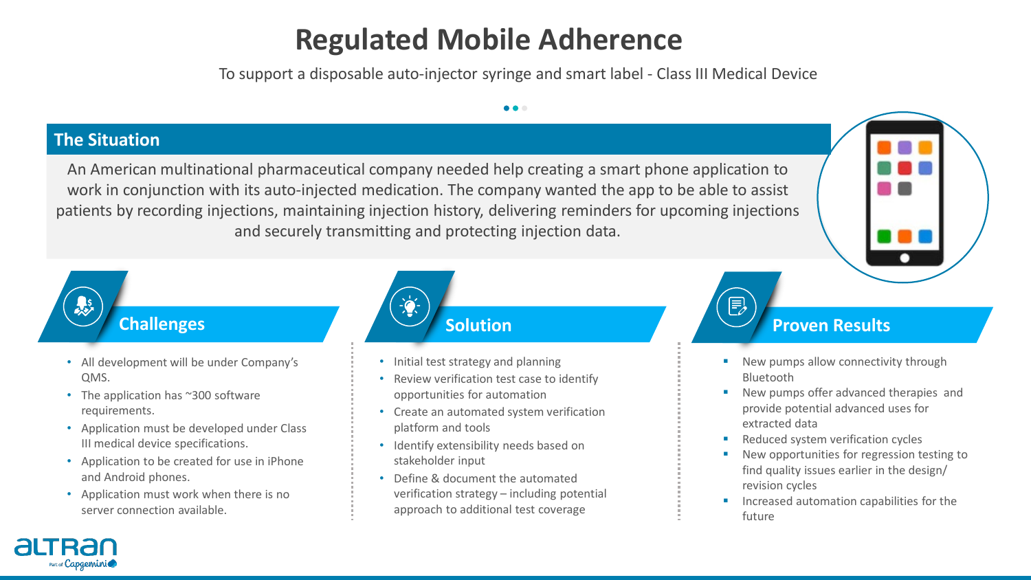# Regulated Mobile Adherence

To support a disposable auto-injector syringe and smart label - Class III Medical Device

## The Situation

An American multinational pharmaceutical company needed help creating a smart phone application to work in conjunction with its auto-injected medication. The company wanted the app to be able to assist patients by recording injections, maintaining injection history, delivering reminders for upcoming injections and securely transmitting and protecting injection data.

## Challenges

- All development will be under Company's QMS.
- The application has ~300 software requirements.
- Application must be developed under Class III medical device specifications.
- Application to be created for use in iPhone and Android phones.
- Application must work when there is no server connection available.

## Solution

- Initial test strategy and planning
- Review verification test case to identify opportunities for automation
- Create an automated system verification platform and tools
- Identify extensibility needs based on stakeholder input
- Define & document the automated verification strategy – including potential approach to additional test coverage

## Proven Results

- New pumps allow connectivity through Bluetooth
- New pumps offer advanced therapies and provide potential advanced uses for extracted data
- Reduced system verification cycles
- New opportunities for regression testing to find quality issues earlier in the design/ revision cycles
- Increased automation capabilities for the future